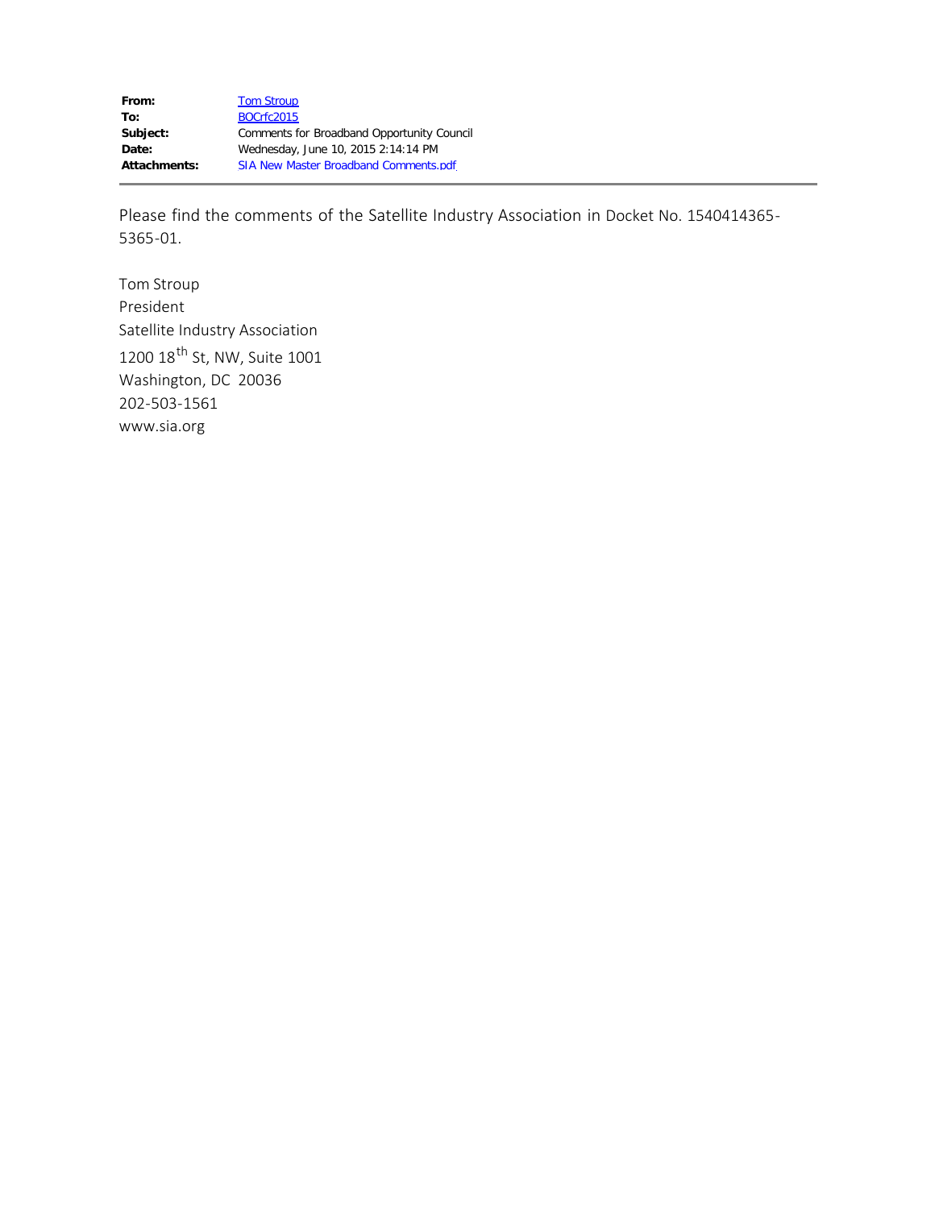| | |
|---|---|
| **From:** | Tom Stroup |
| **To:** | BOCrfc2015 |
| **Subject:** | Comments for Broadband Opportunity Council |
| **Date:** | Wednesday, June 10, 2015 2:14:14 PM |
| **Attachments:** | SIA New Master Broadband Comments.pdf |

---

Please find the comments of the Satellite Industry Association in Docket No. 1540414365-5365-01.

Tom Stroup
President
Satellite Industry Association
1200 18th St, NW, Suite 1001
Washington, DC 20036
202-503-1561
www.sia.org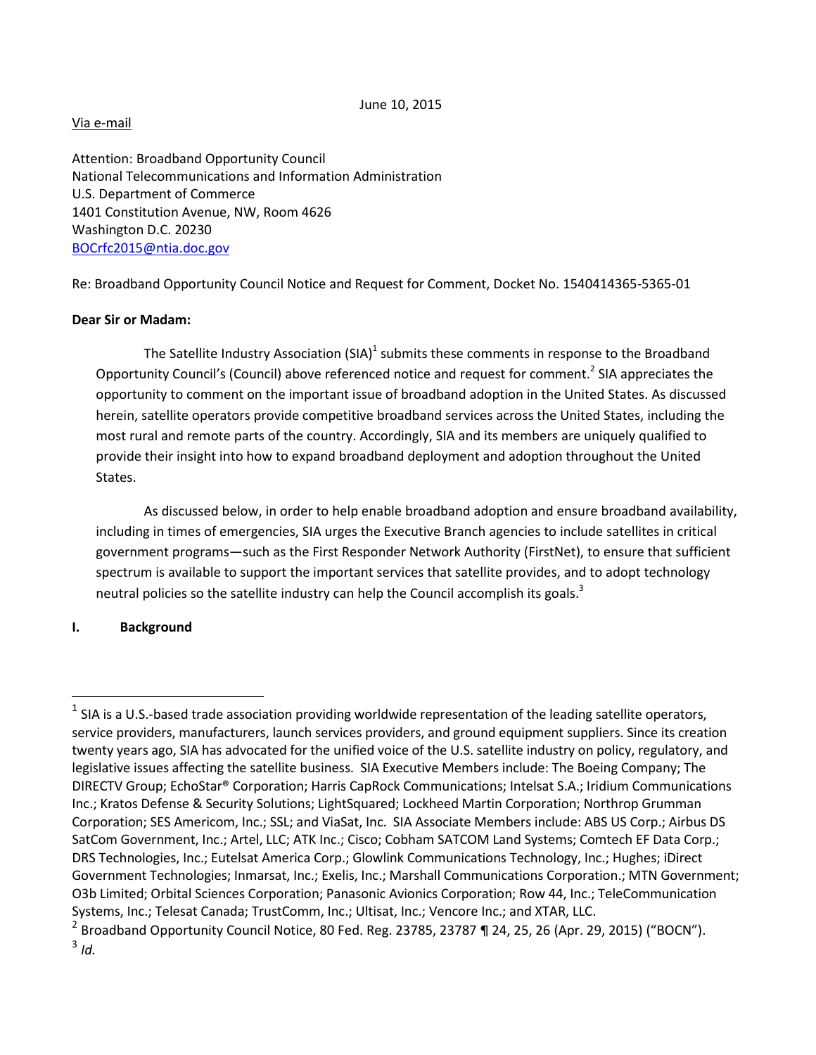June 10, 2015

Via e-mail

Attention: Broadband Opportunity Council
National Telecommunications and Information Administration
U.S. Department of Commerce
1401 Constitution Avenue, NW, Room 4626
Washington D.C. 20230
BOCrfc2015@ntia.doc.gov

Re: Broadband Opportunity Council Notice and Request for Comment, Docket No. 1540414365-5365-01

**Dear Sir or Madam:**

The Satellite Industry Association (SIA)[1] submits these comments in response to the Broadband Opportunity Council's (Council) above referenced notice and request for comment.[2] SIA appreciates the opportunity to comment on the important issue of broadband adoption in the United States. As discussed herein, satellite operators provide competitive broadband services across the United States, including the most rural and remote parts of the country. Accordingly, SIA and its members are uniquely qualified to provide their insight into how to expand broadband deployment and adoption throughout the United States.

As discussed below, in order to help enable broadband adoption and ensure broadband availability, including in times of emergencies, SIA urges the Executive Branch agencies to include satellites in critical government programs—such as the First Responder Network Authority (FirstNet), to ensure that sufficient spectrum is available to support the important services that satellite provides, and to adopt technology neutral policies so the satellite industry can help the Council accomplish its goals.[3]

## I. Background

---

[1] SIA is a U.S.-based trade association providing worldwide representation of the leading satellite operators, service providers, manufacturers, launch services providers, and ground equipment suppliers. Since its creation twenty years ago, SIA has advocated for the unified voice of the U.S. satellite industry on policy, regulatory, and legislative issues affecting the satellite business. SIA Executive Members include: The Boeing Company; The DIRECTV Group; EchoStar® Corporation; Harris CapRock Communications; Intelsat S.A.; Iridium Communications Inc.; Kratos Defense & Security Solutions; LightSquared; Lockheed Martin Corporation; Northrop Grumman Corporation; SES Americom, Inc.; SSL; and ViaSat, Inc. SIA Associate Members include: ABS US Corp.; Airbus DS SatCom Government, Inc.; Artel, LLC; ATK Inc.; Cisco; Cobham SATCOM Land Systems; Comtech EF Data Corp.; DRS Technologies, Inc.; Eutelsat America Corp.; Glowlink Communications Technology, Inc.; Hughes; iDirect Government Technologies; Inmarsat, Inc.; Exelis, Inc.; Marshall Communications Corporation.; MTN Government; O3b Limited; Orbital Sciences Corporation; Panasonic Avionics Corporation; Row 44, Inc.; TeleCommunication Systems, Inc.; Telesat Canada; TrustComm, Inc.; Ultisat, Inc.; Vencore Inc.; and XTAR, LLC.

[2] Broadband Opportunity Council Notice, 80 Fed. Reg. 23785, 23787 ¶ 24, 25, 26 (Apr. 29, 2015) ("BOCN").

[3] *Id.*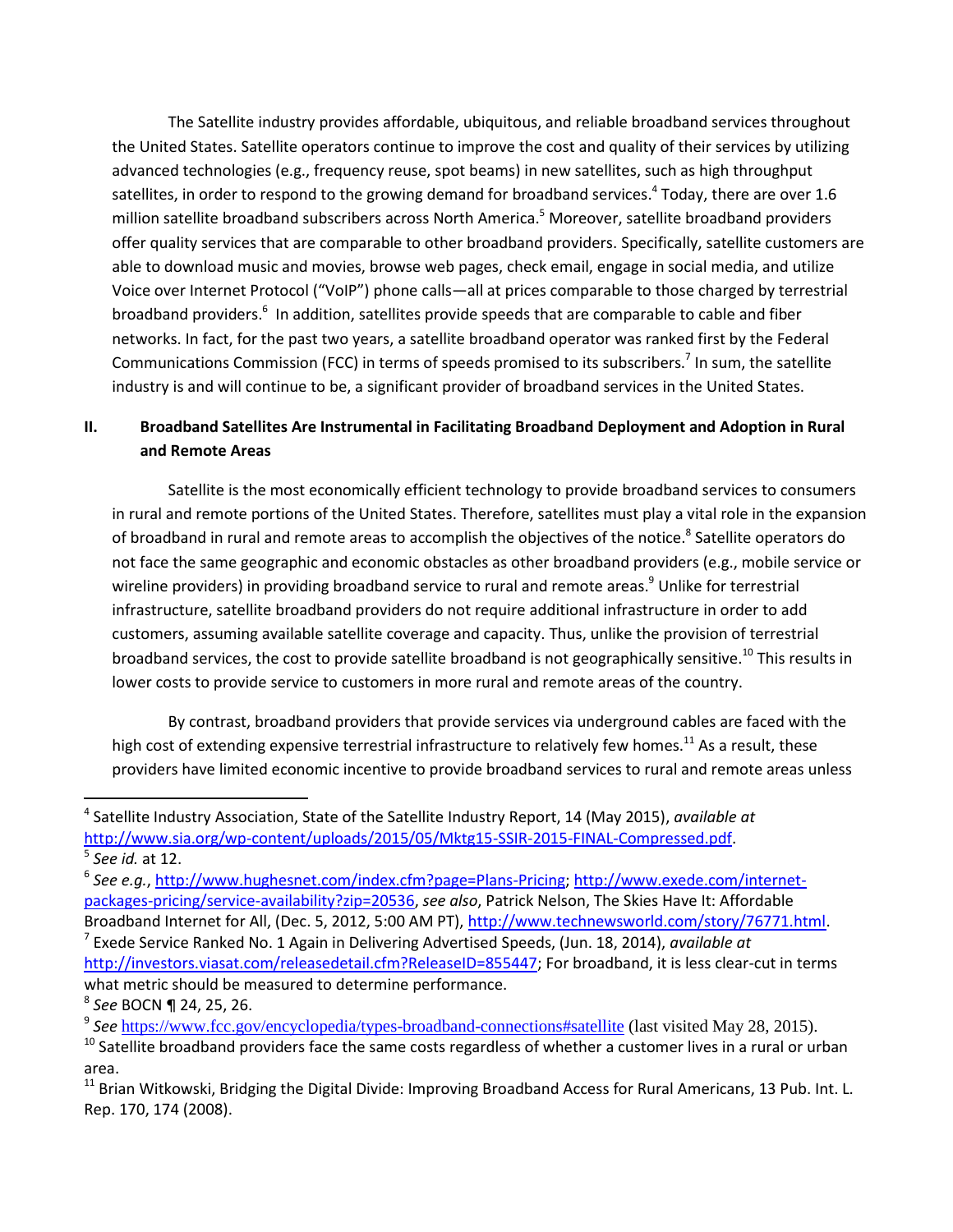The Satellite industry provides affordable, ubiquitous, and reliable broadband services throughout the United States. Satellite operators continue to improve the cost and quality of their services by utilizing advanced technologies (e.g., frequency reuse, spot beams) in new satellites, such as high throughput satellites, in order to respond to the growing demand for broadband services.[4] Today, there are over 1.6 million satellite broadband subscribers across North America.[5] Moreover, satellite broadband providers offer quality services that are comparable to other broadband providers. Specifically, satellite customers are able to download music and movies, browse web pages, check email, engage in social media, and utilize Voice over Internet Protocol ("VoIP") phone calls—all at prices comparable to those charged by terrestrial broadband providers.[6] In addition, satellites provide speeds that are comparable to cable and fiber networks. In fact, for the past two years, a satellite broadband operator was ranked first by the Federal Communications Commission (FCC) in terms of speeds promised to its subscribers.[7] In sum, the satellite industry is and will continue to be, a significant provider of broadband services in the United States.

## II. Broadband Satellites Are Instrumental in Facilitating Broadband Deployment and Adoption in Rural and Remote Areas

Satellite is the most economically efficient technology to provide broadband services to consumers in rural and remote portions of the United States. Therefore, satellites must play a vital role in the expansion of broadband in rural and remote areas to accomplish the objectives of the notice.[8] Satellite operators do not face the same geographic and economic obstacles as other broadband providers (e.g., mobile service or wireline providers) in providing broadband service to rural and remote areas.[9] Unlike for terrestrial infrastructure, satellite broadband providers do not require additional infrastructure in order to add customers, assuming available satellite coverage and capacity. Thus, unlike the provision of terrestrial broadband services, the cost to provide satellite broadband is not geographically sensitive.[10] This results in lower costs to provide service to customers in more rural and remote areas of the country.

By contrast, broadband providers that provide services via underground cables are faced with the high cost of extending expensive terrestrial infrastructure to relatively few homes.[11] As a result, these providers have limited economic incentive to provide broadband services to rural and remote areas unless

---

[4] Satellite Industry Association, State of the Satellite Industry Report, 14 (May 2015), *available at* http://www.sia.org/wp-content/uploads/2015/05/Mktg15-SSIR-2015-FINAL-Compressed.pdf.

[5] *See id.* at 12.

[6] *See e.g.*, http://www.hughesnet.com/index.cfm?page=Plans-Pricing; http://www.exede.com/internet-packages-pricing/service-availability?zip=20536, *see also*, Patrick Nelson, The Skies Have It: Affordable Broadband Internet for All, (Dec. 5, 2012, 5:00 AM PT), http://www.technewsworld.com/story/76771.html.

[7] Exede Service Ranked No. 1 Again in Delivering Advertised Speeds, (Jun. 18, 2014), *available at* http://investors.viasat.com/releasedetail.cfm?ReleaseID=855447; For broadband, it is less clear-cut in terms what metric should be measured to determine performance.

[8] *See* BOCN ¶ 24, 25, 26.

[9] *See* https://www.fcc.gov/encyclopedia/types-broadband-connections#satellite (last visited May 28, 2015).

[10] Satellite broadband providers face the same costs regardless of whether a customer lives in a rural or urban area.

[11] Brian Witkowski, Bridging the Digital Divide: Improving Broadband Access for Rural Americans, 13 Pub. Int. L. Rep. 170, 174 (2008).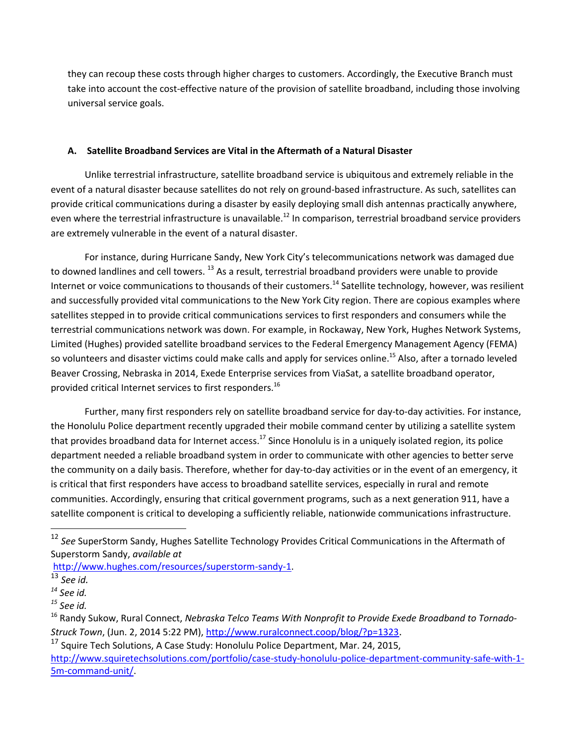they can recoup these costs through higher charges to customers. Accordingly, the Executive Branch must take into account the cost-effective nature of the provision of satellite broadband, including those involving universal service goals.

### A. Satellite Broadband Services are Vital in the Aftermath of a Natural Disaster

Unlike terrestrial infrastructure, satellite broadband service is ubiquitous and extremely reliable in the event of a natural disaster because satellites do not rely on ground-based infrastructure. As such, satellites can provide critical communications during a disaster by easily deploying small dish antennas practically anywhere, even where the terrestrial infrastructure is unavailable.[12] In comparison, terrestrial broadband service providers are extremely vulnerable in the event of a natural disaster.

For instance, during Hurricane Sandy, New York City's telecommunications network was damaged due to downed landlines and cell towers.[13] As a result, terrestrial broadband providers were unable to provide Internet or voice communications to thousands of their customers.[14] Satellite technology, however, was resilient and successfully provided vital communications to the New York City region. There are copious examples where satellites stepped in to provide critical communications services to first responders and consumers while the terrestrial communications network was down. For example, in Rockaway, New York, Hughes Network Systems, Limited (Hughes) provided satellite broadband services to the Federal Emergency Management Agency (FEMA) so volunteers and disaster victims could make calls and apply for services online.[15] Also, after a tornado leveled Beaver Crossing, Nebraska in 2014, Exede Enterprise services from ViaSat, a satellite broadband operator, provided critical Internet services to first responders.[16]

Further, many first responders rely on satellite broadband service for day-to-day activities. For instance, the Honolulu Police department recently upgraded their mobile command center by utilizing a satellite system that provides broadband data for Internet access.[17] Since Honolulu is in a uniquely isolated region, its police department needed a reliable broadband system in order to communicate with other agencies to better serve the community on a daily basis. Therefore, whether for day-to-day activities or in the event of an emergency, it is critical that first responders have access to broadband satellite services, especially in rural and remote communities. Accordingly, ensuring that critical government programs, such as a next generation 911, have a satellite component is critical to developing a sufficiently reliable, nationwide communications infrastructure.

---

[12] *See* SuperStorm Sandy, Hughes Satellite Technology Provides Critical Communications in the Aftermath of Superstorm Sandy, *available at* http://www.hughes.com/resources/superstorm-sandy-1.

[13] *See id.*

[14] *See id.*

[15] *See id.*

[16] Randy Sukow, Rural Connect, *Nebraska Telco Teams With Nonprofit to Provide Exede Broadband to Tornado-Struck Town*, (Jun. 2, 2014 5:22 PM), http://www.ruralconnect.coop/blog/?p=1323.

[17] Squire Tech Solutions, A Case Study: Honolulu Police Department, Mar. 24, 2015, http://www.squiretechsolutions.com/portfolio/case-study-honolulu-police-department-community-safe-with-1-5m-command-unit/.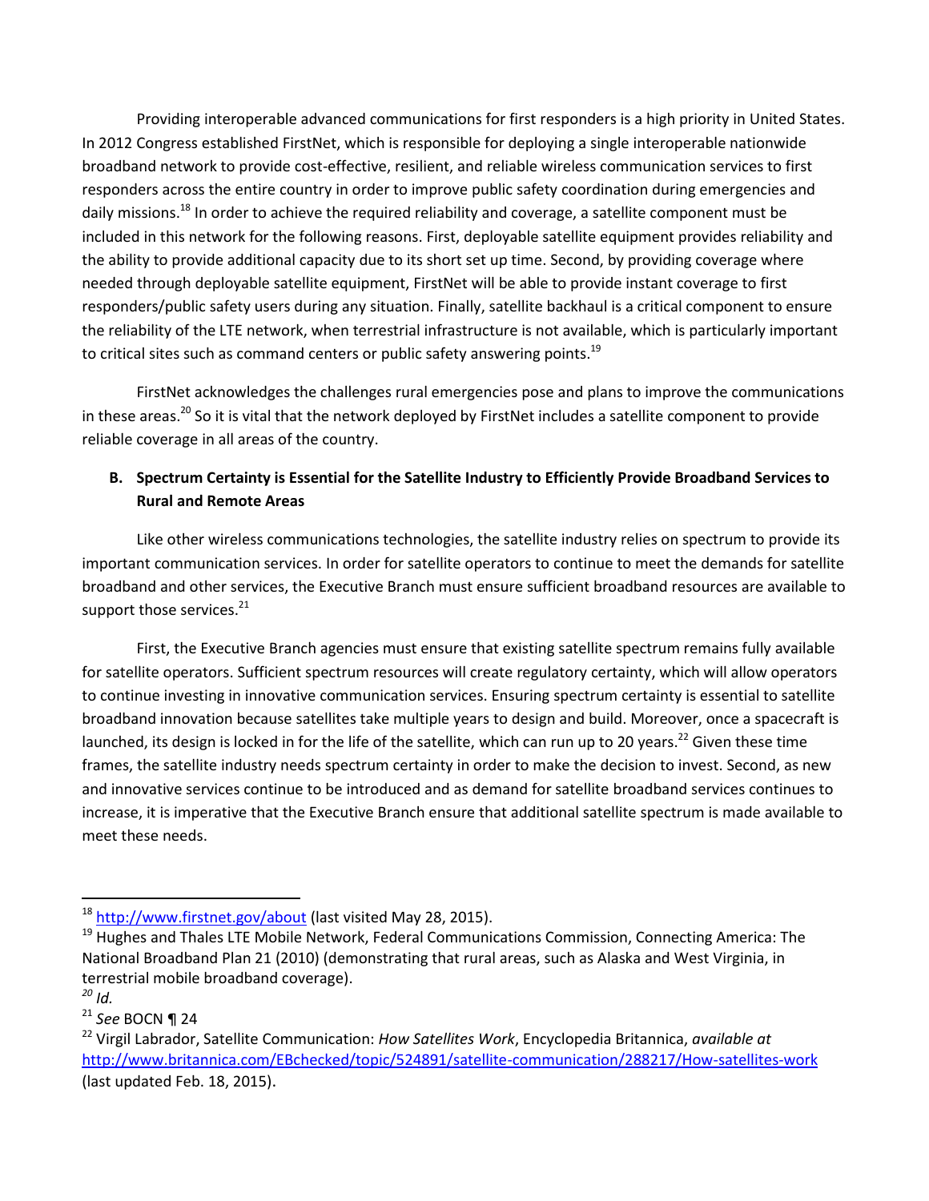Providing interoperable advanced communications for first responders is a high priority in United States. In 2012 Congress established FirstNet, which is responsible for deploying a single interoperable nationwide broadband network to provide cost-effective, resilient, and reliable wireless communication services to first responders across the entire country in order to improve public safety coordination during emergencies and daily missions.[18] In order to achieve the required reliability and coverage, a satellite component must be included in this network for the following reasons. First, deployable satellite equipment provides reliability and the ability to provide additional capacity due to its short set up time. Second, by providing coverage where needed through deployable satellite equipment, FirstNet will be able to provide instant coverage to first responders/public safety users during any situation. Finally, satellite backhaul is a critical component to ensure the reliability of the LTE network, when terrestrial infrastructure is not available, which is particularly important to critical sites such as command centers or public safety answering points.[19]

FirstNet acknowledges the challenges rural emergencies pose and plans to improve the communications in these areas.[20] So it is vital that the network deployed by FirstNet includes a satellite component to provide reliable coverage in all areas of the country.

### B. Spectrum Certainty is Essential for the Satellite Industry to Efficiently Provide Broadband Services to Rural and Remote Areas

Like other wireless communications technologies, the satellite industry relies on spectrum to provide its important communication services. In order for satellite operators to continue to meet the demands for satellite broadband and other services, the Executive Branch must ensure sufficient broadband resources are available to support those services.[21]

First, the Executive Branch agencies must ensure that existing satellite spectrum remains fully available for satellite operators. Sufficient spectrum resources will create regulatory certainty, which will allow operators to continue investing in innovative communication services. Ensuring spectrum certainty is essential to satellite broadband innovation because satellites take multiple years to design and build. Moreover, once a spacecraft is launched, its design is locked in for the life of the satellite, which can run up to 20 years.[22] Given these time frames, the satellite industry needs spectrum certainty in order to make the decision to invest. Second, as new and innovative services continue to be introduced and as demand for satellite broadband services continues to increase, it is imperative that the Executive Branch ensure that additional satellite spectrum is made available to meet these needs.

---

[18] http://www.firstnet.gov/about (last visited May 28, 2015).

[19] Hughes and Thales LTE Mobile Network, Federal Communications Commission, Connecting America: The National Broadband Plan 21 (2010) (demonstrating that rural areas, such as Alaska and West Virginia, in terrestrial mobile broadband coverage).

[20] *Id.*

[21] *See* BOCN ¶ 24

[22] Virgil Labrador, Satellite Communication: *How Satellites Work*, Encyclopedia Britannica, *available at* http://www.britannica.com/EBchecked/topic/524891/satellite-communication/288217/How-satellites-work (last updated Feb. 18, 2015).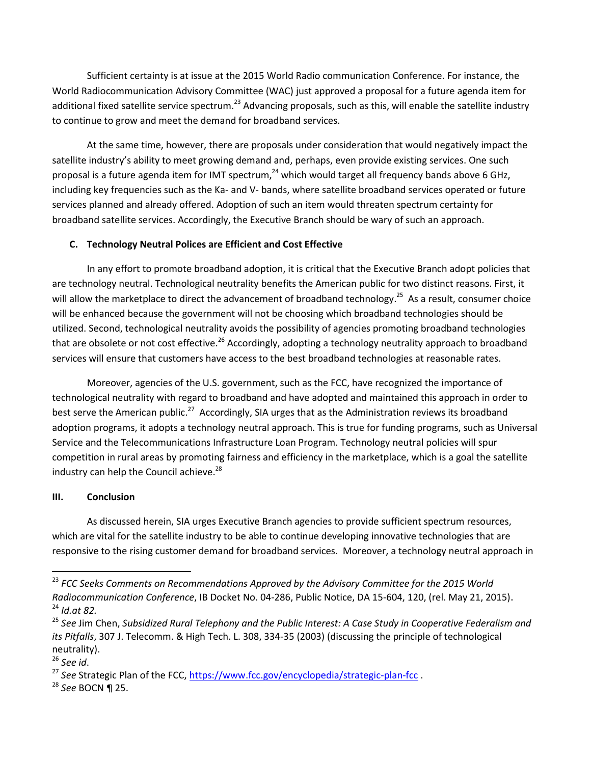Sufficient certainty is at issue at the 2015 World Radio communication Conference. For instance, the World Radiocommunication Advisory Committee (WAC) just approved a proposal for a future agenda item for additional fixed satellite service spectrum.[23] Advancing proposals, such as this, will enable the satellite industry to continue to grow and meet the demand for broadband services.

At the same time, however, there are proposals under consideration that would negatively impact the satellite industry's ability to meet growing demand and, perhaps, even provide existing services. One such proposal is a future agenda item for IMT spectrum,[24] which would target all frequency bands above 6 GHz, including key frequencies such as the Ka- and V- bands, where satellite broadband services operated or future services planned and already offered. Adoption of such an item would threaten spectrum certainty for broadband satellite services. Accordingly, the Executive Branch should be wary of such an approach.

### C. Technology Neutral Polices are Efficient and Cost Effective

In any effort to promote broadband adoption, it is critical that the Executive Branch adopt policies that are technology neutral. Technological neutrality benefits the American public for two distinct reasons. First, it will allow the marketplace to direct the advancement of broadband technology.[25] As a result, consumer choice will be enhanced because the government will not be choosing which broadband technologies should be utilized. Second, technological neutrality avoids the possibility of agencies promoting broadband technologies that are obsolete or not cost effective.[26] Accordingly, adopting a technology neutrality approach to broadband services will ensure that customers have access to the best broadband technologies at reasonable rates.

Moreover, agencies of the U.S. government, such as the FCC, have recognized the importance of technological neutrality with regard to broadband and have adopted and maintained this approach in order to best serve the American public.[27] Accordingly, SIA urges that as the Administration reviews its broadband adoption programs, it adopts a technology neutral approach. This is true for funding programs, such as Universal Service and the Telecommunications Infrastructure Loan Program. Technology neutral policies will spur competition in rural areas by promoting fairness and efficiency in the marketplace, which is a goal the satellite industry can help the Council achieve.[28]

## III. Conclusion

As discussed herein, SIA urges Executive Branch agencies to provide sufficient spectrum resources, which are vital for the satellite industry to be able to continue developing innovative technologies that are responsive to the rising customer demand for broadband services. Moreover, a technology neutral approach in

---

[23] *FCC Seeks Comments on Recommendations Approved by the Advisory Committee for the 2015 World Radiocommunication Conference*, IB Docket No. 04-286, Public Notice, DA 15-604, 120, (rel. May 21, 2015).

[24] *Id.at 82.*

[25] *See* Jim Chen, *Subsidized Rural Telephony and the Public Interest: A Case Study in Cooperative Federalism and its Pitfalls*, 307 J. Telecomm. & High Tech. L. 308, 334-35 (2003) (discussing the principle of technological neutrality).

[26] *See id*.

[27] *See* Strategic Plan of the FCC, https://www.fcc.gov/encyclopedia/strategic-plan-fcc .

[28] *See* BOCN ¶ 25.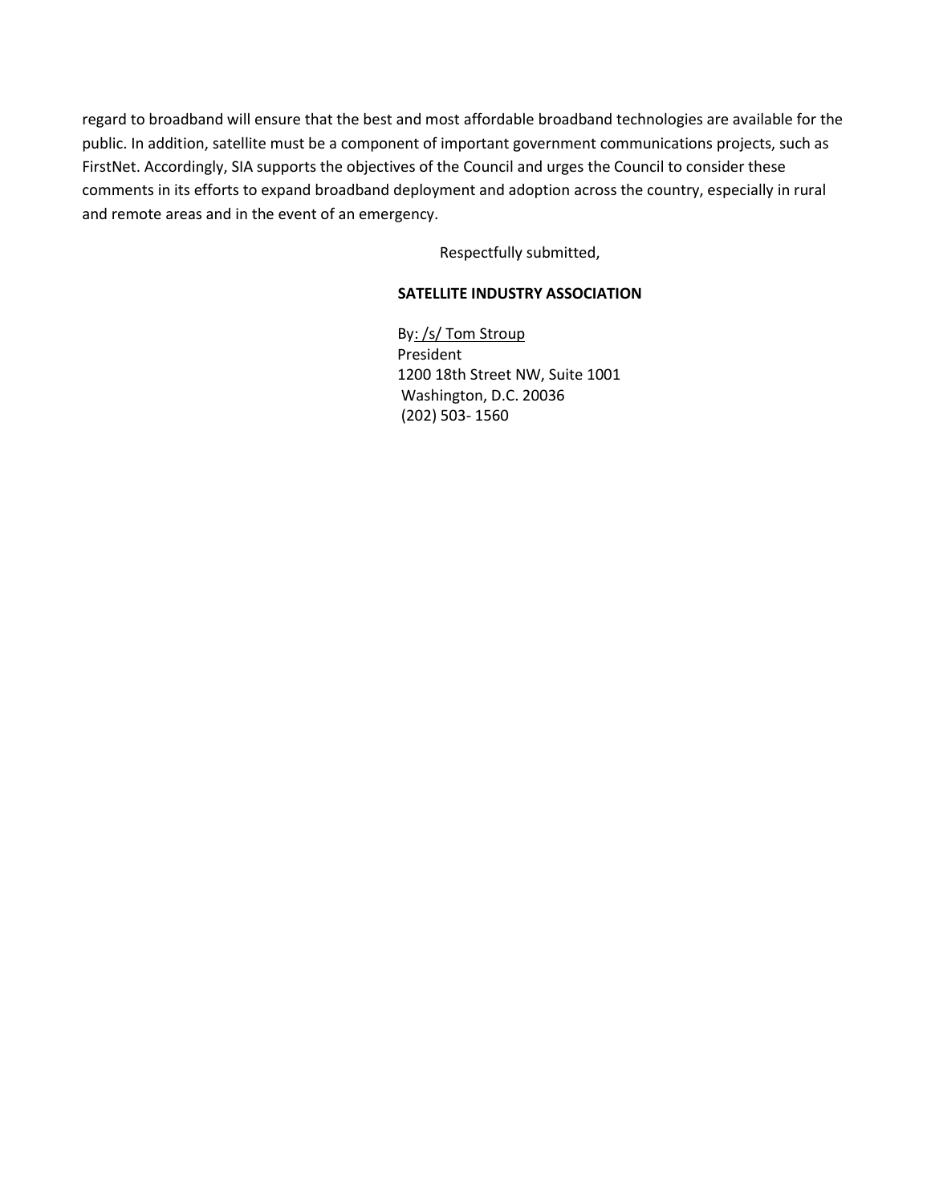regard to broadband will ensure that the best and most affordable broadband technologies are available for the public. In addition, satellite must be a component of important government communications projects, such as FirstNet. Accordingly, SIA supports the objectives of the Council and urges the Council to consider these comments in its efforts to expand broadband deployment and adoption across the country, especially in rural and remote areas and in the event of an emergency.

Respectfully submitted,

**SATELLITE INDUSTRY ASSOCIATION**

By: /s/ Tom Stroup
President
1200 18th Street NW, Suite 1001
Washington, D.C. 20036
(202) 503- 1560